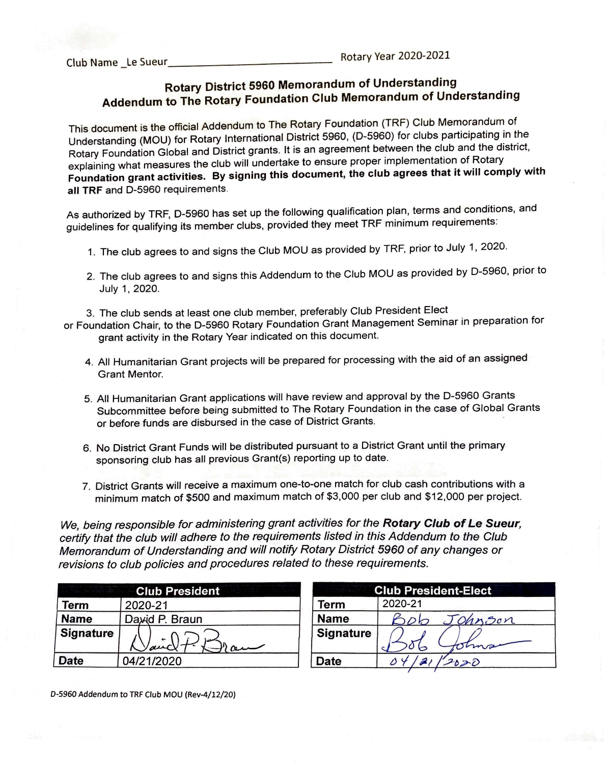Club Name _Le Sueur____________________________ Rotary Year 2020-2021

## Rotary District 5960 Memorandum of Understanding
## Addendum to The Rotary Foundation Club Memorandum of Understanding

This document is the official Addendum to The Rotary Foundation (TRF) Club Memorandum of Understanding (MOU) for Rotary International District 5960, (D-5960) for clubs participating in the Rotary Foundation Global and District grants. It is an agreement between the club and the district, explaining what measures the club will undertake to ensure proper implementation of Rotary **Foundation grant activities. By signing this document, the club agrees that it will comply with all TRF** and D-5960 requirements.

As authorized by TRF, D-5960 has set up the following qualification plan, terms and conditions, and guidelines for qualifying its member clubs, provided they meet TRF minimum requirements:

1. The club agrees to and signs the Club MOU as provided by TRF, prior to July 1, 2020.
2. The club agrees to and signs this Addendum to the Club MOU as provided by D-5960, prior to July 1, 2020.
3. The club sends at least one club member, preferably Club President Elect or Foundation Chair, to the D-5960 Rotary Foundation Grant Management Seminar in preparation for grant activity in the Rotary Year indicated on this document.
4. All Humanitarian Grant projects will be prepared for processing with the aid of an assigned Grant Mentor.
5. All Humanitarian Grant applications will have review and approval by the D-5960 Grants Subcommittee before being submitted to The Rotary Foundation in the case of Global Grants or before funds are disbursed in the case of District Grants.
6. No District Grant Funds will be distributed pursuant to a District Grant until the primary sponsoring club has all previous Grant(s) reporting up to date.
7. District Grants will receive a maximum one-to-one match for club cash contributions with a minimum match of $500 and maximum match of $3,000 per club and $12,000 per project.

*We, being responsible for administering grant activities for the **Rotary Club of Le Sueur**, certify that the club will adhere to the requirements listed in this Addendum to the Club Memorandum of Understanding and will notify Rotary District 5960 of any changes or revisions to club policies and procedures related to these requirements.*

| Club President | |
|---|---|
| Term | 2020-21 |
| Name | David P. Braun |
| Signature | David P. Braun |
| Date | 04/21/2020 |

| Club President-Elect | |
|---|---|
| Term | 2020-21 |
| Name | Bob Johnson |
| Signature | Bob Johnson |
| Date | 04/21/2020 |

D-5960 Addendum to TRF Club MOU (Rev-4/12/20)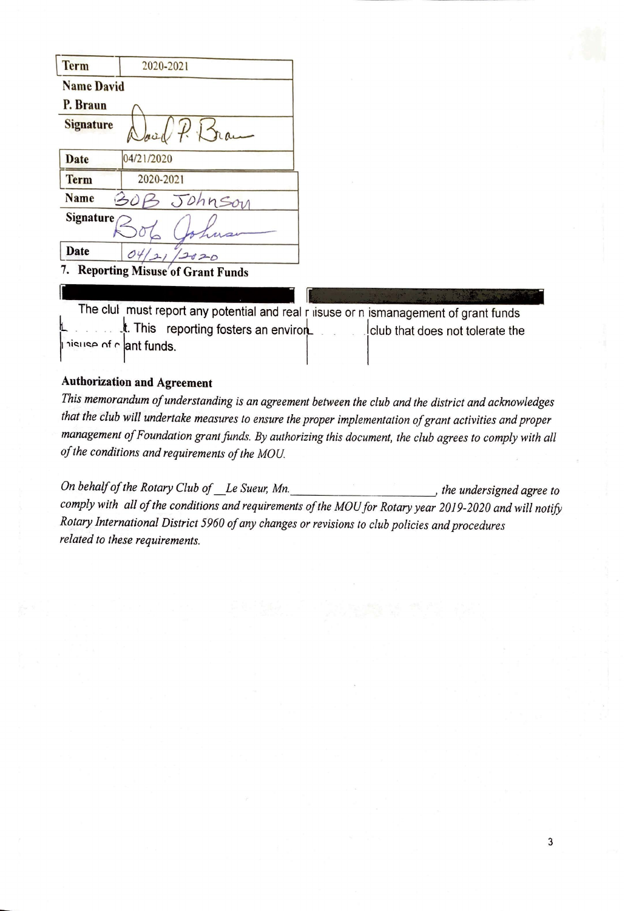| | |
|---|---|
| Term | 2020-2021 |
| Name David P. Braun | |
| Signature | David P. Braun |
| Date | 04/21/2020 |

| | |
|---|---|
| Term | 2020-2021 |
| Name | BOB Johnson |
| Signature | Bob Johnson |
| Date | 04/21/2020 |

7. **Reporting Misuse of Grant Funds**

The clul must report any potential and real r iisuse or n ismanagement of grant funds t. This reporting fosters an enviro club that does not tolerate the nisuse of c ant funds.

**Authorization and Agreement**

*This memorandum of understanding is an agreement between the club and the district and acknowledges that the club will undertake measures to ensure the proper implementation of grant activities and proper management of Foundation grant funds. By authorizing this document, the club agrees to comply with all of the conditions and requirements of the MOU.*

*On behalf of the Rotary Club of \_\_Le Sueur, Mn.\_\_\_\_\_\_\_\_\_\_\_\_\_\_\_\_\_\_\_\_\_\_\_\_, the undersigned agree to comply with all of the conditions and requirements of the MOU for Rotary year 2019-2020 and will notify Rotary International District 5960 of any changes or revisions to club policies and procedures related to these requirements.*